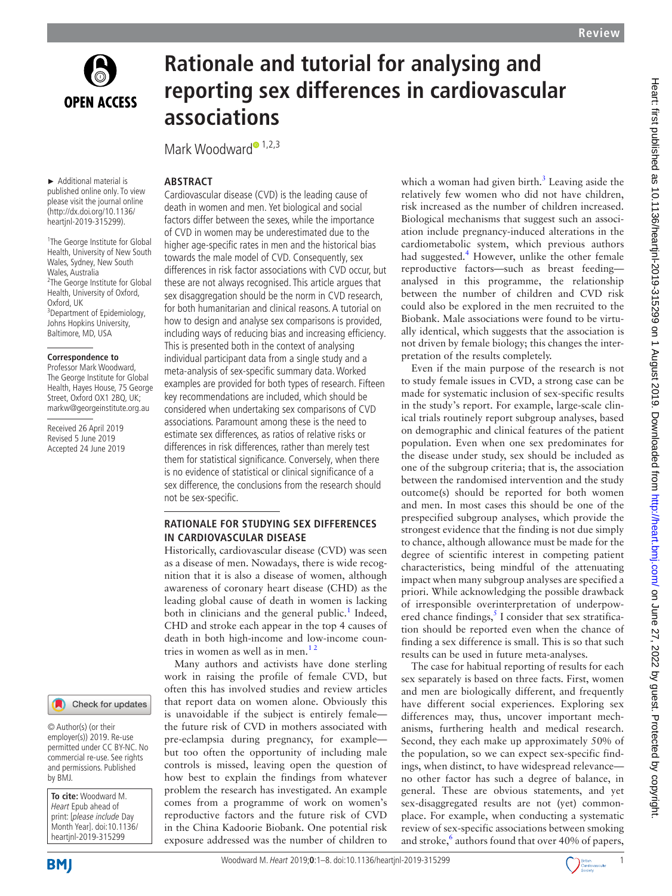# Rationale and tutorial for analysing and reporting sex differences in cardiovascular associations

Mark Woodward[1,2,3]

► Additional material is published online only. To view please visit the journal online (http://dx.doi.org/10.1136/heartjnl-2019-315299).

[1]The George Institute for Global Health, University of New South Wales, Sydney, New South Wales, Australia
[2]The George Institute for Global Health, University of Oxford, Oxford, UK
[3]Department of Epidemiology, Johns Hopkins University, Baltimore, MD, USA

**Correspondence to**
Professor Mark Woodward, The George Institute for Global Health, Hayes House, 75 George Street, Oxford OX1 2BQ, UK; markw@georgeinstitute.org.au

Received 26 April 2019
Revised 5 June 2019
Accepted 24 June 2019

© Author(s) (or their employer(s)) 2019. Re-use permitted under CC BY-NC. No commercial re-use. See rights and permissions. Published by BMJ.

**To cite:** Woodward M. *Heart* Epub ahead of print: [*please include* Day Month Year]. doi:10.1136/heartjnl-2019-315299

## ABSTRACT

Cardiovascular disease (CVD) is the leading cause of death in women and men. Yet biological and social factors differ between the sexes, while the importance of CVD in women may be underestimated due to the higher age-specific rates in men and the historical bias towards the male model of CVD. Consequently, sex differences in risk factor associations with CVD occur, but these are not always recognised. This article argues that sex disaggregation should be the norm in CVD research, for both humanitarian and clinical reasons. A tutorial on how to design and analyse sex comparisons is provided, including ways of reducing bias and increasing efficiency. This is presented both in the context of analysing individual participant data from a single study and a meta-analysis of sex-specific summary data. Worked examples are provided for both types of research. Fifteen key recommendations are included, which should be considered when undertaking sex comparisons of CVD associations. Paramount among these is the need to estimate sex differences, as ratios of relative risks or differences in risk differences, rather than merely test them for statistical significance. Conversely, when there is no evidence of statistical or clinical significance of a sex difference, the conclusions from the research should not be sex-specific.

## RATIONALE FOR STUDYING SEX DIFFERENCES IN CARDIOVASCULAR DISEASE

Historically, cardiovascular disease (CVD) was seen as a disease of men. Nowadays, there is wide recognition that it is also a disease of women, although awareness of coronary heart disease (CHD) as the leading global cause of death in women is lacking both in clinicians and the general public.[1] Indeed, CHD and stroke each appear in the top 4 causes of death in both high-income and low-income countries in women as well as in men.[1 2]

Many authors and activists have done sterling work in raising the profile of female CVD, but often this has involved studies and review articles that report data on women alone. Obviously this is unavoidable if the subject is entirely female—the future risk of CVD in mothers associated with pre-eclampsia during pregnancy, for example—but too often the opportunity of including male controls is missed, leaving open the question of how best to explain the findings from whatever problem the research has investigated. An example comes from a programme of work on women's reproductive factors and the future risk of CVD in the China Kadoorie Biobank. One potential risk exposure addressed was the number of children to which a woman had given birth.[3] Leaving aside the relatively few women who did not have children, risk increased as the number of children increased. Biological mechanisms that suggest such an association include pregnancy-induced alterations in the cardiometabolic system, which previous authors had suggested.[4] However, unlike the other female reproductive factors—such as breast feeding—analysed in this programme, the relationship between the number of children and CVD risk could also be explored in the men recruited to the Biobank. Male associations were found to be virtually identical, which suggests that the association is not driven by female biology; this changes the interpretation of the results completely.

Even if the main purpose of the research is not to study female issues in CVD, a strong case can be made for systematic inclusion of sex-specific results in the study's report. For example, large-scale clinical trials routinely report subgroup analyses, based on demographic and clinical features of the patient population. Even when one sex predominates for the disease under study, sex should be included as one of the subgroup criteria; that is, the association between the randomised intervention and the study outcome(s) should be reported for both women and men. In most cases this should be one of the prespecified subgroup analyses, which provide the strongest evidence that the finding is not due simply to chance, although allowance must be made for the degree of scientific interest in competing patient characteristics, being mindful of the attenuating impact when many subgroup analyses are specified a priori. While acknowledging the possible drawback of irresponsible overinterpretation of underpowered chance findings,[5] I consider that sex stratification should be reported even when the chance of finding a sex difference is small. This is so that such results can be used in future meta-analyses.

The case for habitual reporting of results for each sex separately is based on three facts. First, women and men are biologically different, and frequently have different social experiences. Exploring sex differences may, thus, uncover important mechanisms, furthering health and medical research. Second, they each make up approximately 50% of the population, so we can expect sex-specific findings, when distinct, to have widespread relevance—no other factor has such a degree of balance, in general. These are obvious statements, and yet sex-disaggregated results are not (yet) commonplace. For example, when conducting a systematic review of sex-specific associations between smoking and stroke,[6] authors found that over 40% of papers,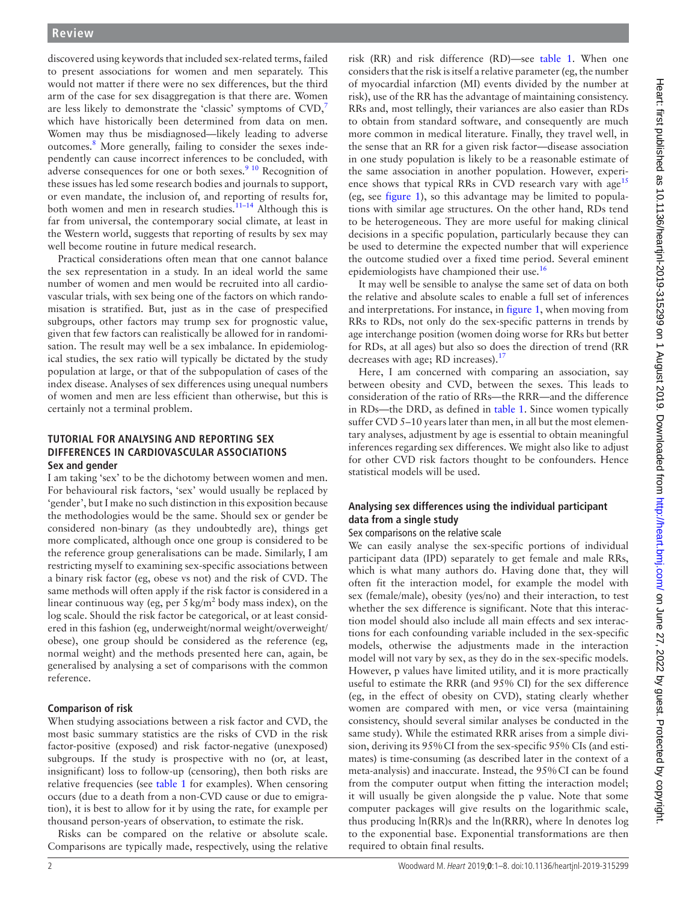discovered using keywords that included sex-related terms, failed to present associations for women and men separately. This would not matter if there were no sex differences, but the third arm of the case for sex disaggregation is that there are. Women are less likely to demonstrate the 'classic' symptoms of CVD,[7] which have historically been determined from data on men. Women may thus be misdiagnosed—likely leading to adverse outcomes.[8] More generally, failing to consider the sexes independently can cause incorrect inferences to be concluded, with adverse consequences for one or both sexes.[9 10] Recognition of these issues has led some research bodies and journals to support, or even mandate, the inclusion of, and reporting of results for, both women and men in research studies.[11–14] Although this is far from universal, the contemporary social climate, at least in the Western world, suggests that reporting of results by sex may well become routine in future medical research.

Practical considerations often mean that one cannot balance the sex representation in a study. In an ideal world the same number of women and men would be recruited into all cardiovascular trials, with sex being one of the factors on which randomisation is stratified. But, just as in the case of prespecified subgroups, other factors may trump sex for prognostic value, given that few factors can realistically be allowed for in randomisation. The result may well be a sex imbalance. In epidemiological studies, the sex ratio will typically be dictated by the study population at large, or that of the subpopulation of cases of the index disease. Analyses of sex differences using unequal numbers of women and men are less efficient than otherwise, but this is certainly not a terminal problem.

## TUTORIAL FOR ANALYSING AND REPORTING SEX DIFFERENCES IN CARDIOVASCULAR ASSOCIATIONS

### Sex and gender

I am taking 'sex' to be the dichotomy between women and men. For behavioural risk factors, 'sex' would usually be replaced by 'gender', but I make no such distinction in this exposition because the methodologies would be the same. Should sex or gender be considered non-binary (as they undoubtedly are), things get more complicated, although once one group is considered to be the reference group generalisations can be made. Similarly, I am restricting myself to examining sex-specific associations between a binary risk factor (eg, obese vs not) and the risk of CVD. The same methods will often apply if the risk factor is considered in a linear continuous way (eg, per 5 kg/m$^2$ body mass index), on the log scale. Should the risk factor be categorical, or at least considered in this fashion (eg, underweight/normal weight/overweight/obese), one group should be considered as the reference (eg, normal weight) and the methods presented here can, again, be generalised by analysing a set of comparisons with the common reference.

### Comparison of risk

When studying associations between a risk factor and CVD, the most basic summary statistics are the risks of CVD in the risk factor-positive (exposed) and risk factor-negative (unexposed) subgroups. If the study is prospective with no (or, at least, insignificant) loss to follow-up (censoring), then both risks are relative frequencies (see table 1 for examples). When censoring occurs (due to a death from a non-CVD cause or due to emigration), it is best to allow for it by using the rate, for example per thousand person-years of observation, to estimate the risk.

Risks can be compared on the relative or absolute scale. Comparisons are typically made, respectively, using the relative risk (RR) and risk difference (RD)—see table 1. When one considers that the risk is itself a relative parameter (eg, the number of myocardial infarction (MI) events divided by the number at risk), use of the RR has the advantage of maintaining consistency. RRs and, most tellingly, their variances are also easier than RDs to obtain from standard software, and consequently are much more common in medical literature. Finally, they travel well, in the sense that an RR for a given risk factor—disease association in one study population is likely to be a reasonable estimate of the same association in another population. However, experience shows that typical RRs in CVD research vary with age[15] (eg, see figure 1), so this advantage may be limited to populations with similar age structures. On the other hand, RDs tend to be heterogeneous. They are more useful for making clinical decisions in a specific population, particularly because they can be used to determine the expected number that will experience the outcome studied over a fixed time period. Several eminent epidemiologists have championed their use.[16]

It may well be sensible to analyse the same set of data on both the relative and absolute scales to enable a full set of inferences and interpretations. For instance, in figure 1, when moving from RRs to RDs, not only do the sex-specific patterns in trends by age interchange position (women doing worse for RRs but better for RDs, at all ages) but also so does the direction of trend (RR decreases with age; RD increases).[17]

Here, I am concerned with comparing an association, say between obesity and CVD, between the sexes. This leads to consideration of the ratio of RRs—the RRR—and the difference in RDs—the DRD, as defined in table 1. Since women typically suffer CVD 5–10 years later than men, in all but the most elementary analyses, adjustment by age is essential to obtain meaningful inferences regarding sex differences. We might also like to adjust for other CVD risk factors thought to be confounders. Hence statistical models will be used.

### Analysing sex differences using the individual participant data from a single study

#### Sex comparisons on the relative scale

We can easily analyse the sex-specific portions of individual participant data (IPD) separately to get female and male RRs, which is what many authors do. Having done that, they will often fit the interaction model, for example the model with sex (female/male), obesity (yes/no) and their interaction, to test whether the sex difference is significant. Note that this interaction model should also include all main effects and sex interactions for each confounding variable included in the sex-specific models, otherwise the adjustments made in the interaction model will not vary by sex, as they do in the sex-specific models. However, p values have limited utility, and it is more practically useful to estimate the RRR (and 95% CI) for the sex difference (eg, in the effect of obesity on CVD), stating clearly whether women are compared with men, or vice versa (maintaining consistency, should several similar analyses be conducted in the same study). While the estimated RRR arises from a simple division, deriving its 95% CI from the sex-specific 95% CIs (and estimates) is time-consuming (as described later in the context of a meta-analysis) and inaccurate. Instead, the 95% CI can be found from the computer output when fitting the interaction model; it will usually be given alongside the p value. Note that some computer packages will give results on the logarithmic scale, thus producing ln(RR)s and the ln(RRR), where ln denotes log to the exponential base. Exponential transformations are then required to obtain final results.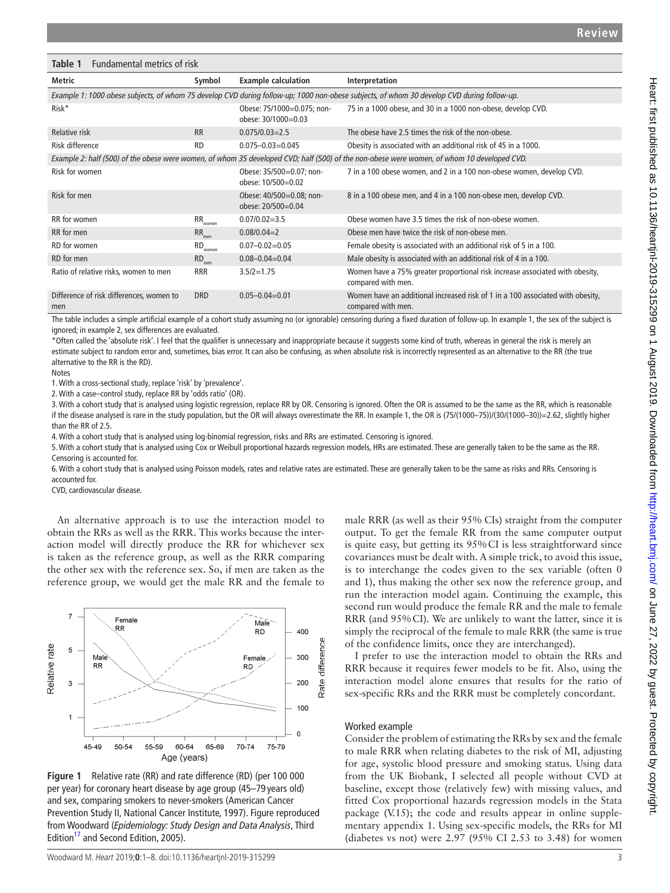**Table 1** Fundamental metrics of risk

| Metric | Symbol | Example calculation | Interpretation |
|---|---|---|---|
| *Example 1: 1000 obese subjects, of whom 75 develop CVD during follow-up; 1000 non-obese subjects, of whom 30 develop CVD during follow-up.* | | | |
| Risk* | | Obese: 75/1000=0.075; non-obese: 30/1000=0.03 | 75 in a 1000 obese, and 30 in a 1000 non-obese, develop CVD. |
| Relative risk | RR | 0.075/0.03=2.5 | The obese have 2.5 times the risk of the non-obese. |
| Risk difference | RD | 0.075–0.03=0.045 | Obesity is associated with an additional risk of 45 in a 1000. |
| *Example 2: half (500) of the obese were women, of whom 35 developed CVD; half (500) of the non-obese were women, of whom 10 developed CVD.* | | | |
| Risk for women | | Obese: 35/500=0.07; non-obese: 10/500=0.02 | 7 in a 100 obese women, and 2 in a 100 non-obese women, develop CVD. |
| Risk for men | | Obese: 40/500=0.08; non-obese: 20/500=0.04 | 8 in a 100 obese men, and 4 in a 100 non-obese men, develop CVD. |
| RR for women | $RR_{women}$ | 0.07/0.02=3.5 | Obese women have 3.5 times the risk of non-obese women. |
| RR for men | $RR_{men}$ | 0.08/0.04=2 | Obese men have twice the risk of non-obese men. |
| RD for women | $RD_{women}$ | 0.07–0.02=0.05 | Female obesity is associated with an additional risk of 5 in a 100. |
| RD for men | $RD_{men}$ | 0.08–0.04=0.04 | Male obesity is associated with an additional risk of 4 in a 100. |
| Ratio of relative risks, women to men | RRR | 3.5/2=1.75 | Women have a 75% greater proportional risk increase associated with obesity, compared with men. |
| Difference of risk differences, women to men | DRD | 0.05–0.04=0.01 | Women have an additional increased risk of 1 in a 100 associated with obesity, compared with men. |

The table includes a simple artificial example of a cohort study assuming no (or ignorable) censoring during a fixed duration of follow-up. In example 1, the sex of the subject is ignored; in example 2, sex differences are evaluated.

*Often called the 'absolute risk'. I feel that the qualifier is unnecessary and inappropriate because it suggests some kind of truth, whereas in general the risk is merely an estimate subject to random error and, sometimes, bias error. It can also be confusing, as when absolute risk is incorrectly represented as an alternative to the RR (the true alternative to the RR is the RD).

Notes

1. With a cross-sectional study, replace 'risk' by 'prevalence'.
2. With a case–control study, replace RR by 'odds ratio' (OR).
3. With a cohort study that is analysed using logistic regression, replace RR by OR. Censoring is ignored. Often the OR is assumed to be the same as the RR, which is reasonable if the disease analysed is rare in the study population, but the OR will always overestimate the RR. In example 1, the OR is (75/(1000–75))/(30/(1000–30))=2.62, slightly higher than the RR of 2.5.
4. With a cohort study that is analysed using log-binomial regression, risks and RRs are estimated. Censoring is ignored.
5. With a cohort study that is analysed using Cox or Weibull proportional hazards regression models, HRs are estimated. These are generally taken to be the same as the RR. Censoring is accounted for.
6. With a cohort study that is analysed using Poisson models, rates and relative rates are estimated. These are generally taken to be the same as risks and RRs. Censoring is accounted for.

CVD, cardiovascular disease.

An alternative approach is to use the interaction model to obtain the RRs as well as the RRR. This works because the interaction model will directly produce the RR for whichever sex is taken as the reference group, as well as the RRR comparing the other sex with the reference sex. So, if men are taken as the reference group, we would get the male RR and the female to male RRR (as well as their 95% CIs) straight from the computer output. To get the female RR from the same computer output is quite easy, but getting its 95% CI is less straightforward since covariances must be dealt with. A simple trick, to avoid this issue, is to interchange the codes given to the sex variable (often 0 and 1), thus making the other sex now the reference group, and run the interaction model again. Continuing the example, this second run would produce the female RR and the male to female RRR (and 95% CI). We are unlikely to want the latter, since it is simply the reciprocal of the female to male RRR (the same is true of the confidence limits, once they are interchanged).

I prefer to use the interaction model to obtain the RRs and RRR because it requires fewer models to be fit. Also, using the interaction model alone ensures that results for the ratio of sex-specific RRs and the RRR must be completely concordant.

**Figure 1** Relative rate (RR) and rate difference (RD) (per 100 000 per year) for coronary heart disease by age group (45–79 years old) and sex, comparing smokers to never-smokers (American Cancer Prevention Study II, National Cancer Institute, 1997). Figure reproduced from Woodward (*Epidemiology: Study Design and Data Analysis*, Third Edition[17] and Second Edition, 2005).

### Worked example

Consider the problem of estimating the RRs by sex and the female to male RRR when relating diabetes to the risk of MI, adjusting for age, systolic blood pressure and smoking status. Using data from the UK Biobank, I selected all people without CVD at baseline, except those (relatively few) with missing values, and fitted Cox proportional hazards regression models in the Stata package (V.15); the code and results appear in online supplementary appendix 1. Using sex-specific models, the RRs for MI (diabetes vs not) were 2.97 (95% CI 2.53 to 3.48) for women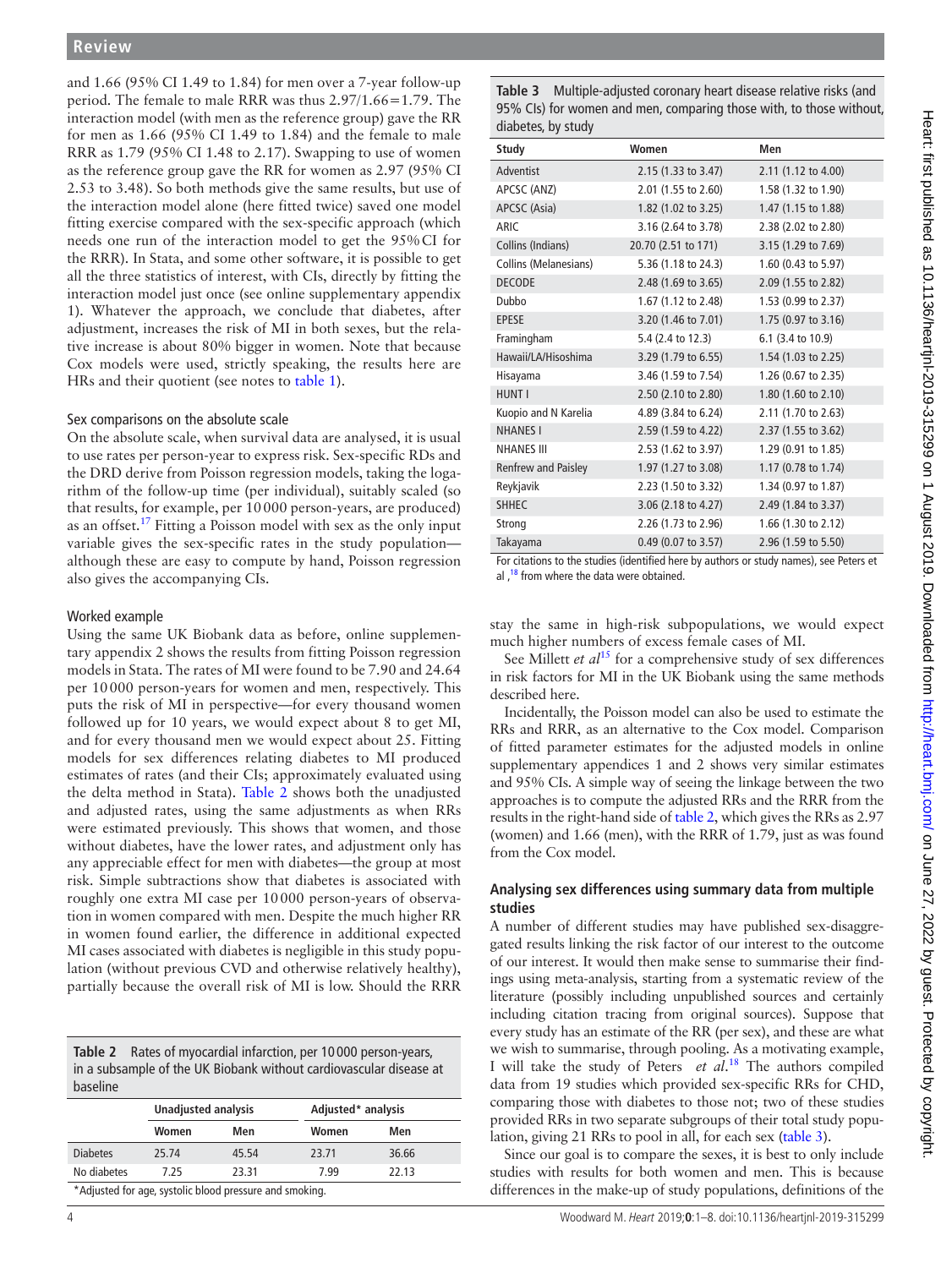and 1.66 (95% CI 1.49 to 1.84) for men over a 7-year follow-up period. The female to male RRR was thus 2.97/1.66=1.79. The interaction model (with men as the reference group) gave the RR for men as 1.66 (95% CI 1.49 to 1.84) and the female to male RRR as 1.79 (95% CI 1.48 to 2.17). Swapping to use of women as the reference group gave the RR for women as 2.97 (95% CI 2.53 to 3.48). So both methods give the same results, but use of the interaction model alone (here fitted twice) saved one model fitting exercise compared with the sex-specific approach (which needs one run of the interaction model to get the 95% CI for the RRR). In Stata, and some other software, it is possible to get all the three statistics of interest, with CIs, directly by fitting the interaction model just once (see online supplementary appendix 1). Whatever the approach, we conclude that diabetes, after adjustment, increases the risk of MI in both sexes, but the relative increase is about 80% bigger in women. Note that because Cox models were used, strictly speaking, the results here are HRs and their quotient (see notes to table 1).

### Sex comparisons on the absolute scale

On the absolute scale, when survival data are analysed, it is usual to use rates per person-year to express risk. Sex-specific RDs and the DRD derive from Poisson regression models, taking the logarithm of the follow-up time (per individual), suitably scaled (so that results, for example, per 10 000 person-years, are produced) as an offset.[17] Fitting a Poisson model with sex as the only input variable gives the sex-specific rates in the study population—although these are easy to compute by hand, Poisson regression also gives the accompanying CIs.

### Worked example

Using the same UK Biobank data as before, online supplementary appendix 2 shows the results from fitting Poisson regression models in Stata. The rates of MI were found to be 7.90 and 24.64 per 10 000 person-years for women and men, respectively. This puts the risk of MI in perspective—for every thousand women followed up for 10 years, we would expect about 8 to get MI, and for every thousand men we would expect about 25. Fitting models for sex differences relating diabetes to MI produced estimates of rates (and their CIs; approximately evaluated using the delta method in Stata). Table 2 shows both the unadjusted and adjusted rates, using the same adjustments as when RRs were estimated previously. This shows that women, and those without diabetes, have the lower rates, and adjustment only has any appreciable effect for men with diabetes—the group at most risk. Simple subtractions show that diabetes is associated with roughly one extra MI case per 10 000 person-years of observation in women compared with men. Despite the much higher RR in women found earlier, the difference in additional expected MI cases associated with diabetes is negligible in this study population (without previous CVD and otherwise relatively healthy), partially because the overall risk of MI is low. Should the RRR stay the same in high-risk subpopulations, we would expect much higher numbers of excess female cases of MI.

**Table 2** Rates of myocardial infarction, per 10 000 person-years, in a subsample of the UK Biobank without cardiovascular disease at baseline

| | Unadjusted analysis | | Adjusted* analysis | |
|---|---|---|---|---|
| | Women | Men | Women | Men |
| Diabetes | 25.74 | 45.54 | 23.71 | 36.66 |
| No diabetes | 7.25 | 23.31 | 7.99 | 22.13 |

*Adjusted for age, systolic blood pressure and smoking.

See Millett *et al*[15] for a comprehensive study of sex differences in risk factors for MI in the UK Biobank using the same methods described here.

Incidentally, the Poisson model can also be used to estimate the RRs and RRR, as an alternative to the Cox model. Comparison of fitted parameter estimates for the adjusted models in online supplementary appendices 1 and 2 shows very similar estimates and 95% CIs. A simple way of seeing the linkage between the two approaches is to compute the adjusted RRs and the RRR from the results in the right-hand side of table 2, which gives the RRs as 2.97 (women) and 1.66 (men), with the RRR of 1.79, just as was found from the Cox model.

**Table 3** Multiple-adjusted coronary heart disease relative risks (and 95% CIs) for women and men, comparing those with, to those without, diabetes, by study

| Study | Women | Men |
|---|---|---|
| Adventist | 2.15 (1.33 to 3.47) | 2.11 (1.12 to 4.00) |
| APCSC (ANZ) | 2.01 (1.55 to 2.60) | 1.58 (1.32 to 1.90) |
| APCSC (Asia) | 1.82 (1.02 to 3.25) | 1.47 (1.15 to 1.88) |
| ARIC | 3.16 (2.64 to 3.78) | 2.38 (2.02 to 2.80) |
| Collins (Indians) | 20.70 (2.51 to 171) | 3.15 (1.29 to 7.69) |
| Collins (Melanesians) | 5.36 (1.18 to 24.3) | 1.60 (0.43 to 5.97) |
| DECODE | 2.48 (1.69 to 3.65) | 2.09 (1.55 to 2.82) |
| Dubbo | 1.67 (1.12 to 2.48) | 1.53 (0.99 to 2.37) |
| EPESE | 3.20 (1.46 to 7.01) | 1.75 (0.97 to 3.16) |
| Framingham | 5.4 (2.4 to 12.3) | 6.1 (3.4 to 10.9) |
| Hawaii/LA/Hisoshima | 3.29 (1.79 to 6.55) | 1.54 (1.03 to 2.25) |
| Hisayama | 3.46 (1.59 to 7.54) | 1.26 (0.67 to 2.35) |
| HUNT I | 2.50 (2.10 to 2.80) | 1.80 (1.60 to 2.10) |
| Kuopio and N Karelia | 4.89 (3.84 to 6.24) | 2.11 (1.70 to 2.63) |
| NHANES I | 2.59 (1.59 to 4.22) | 2.37 (1.55 to 3.62) |
| NHANES III | 2.53 (1.62 to 3.97) | 1.29 (0.91 to 1.85) |
| Renfrew and Paisley | 1.97 (1.27 to 3.08) | 1.17 (0.78 to 1.74) |
| Reykjavik | 2.23 (1.50 to 3.32) | 1.34 (0.97 to 1.87) |
| SHHEC | 3.06 (2.18 to 4.27) | 2.49 (1.84 to 3.37) |
| Strong | 2.26 (1.73 to 2.96) | 1.66 (1.30 to 2.12) |
| Takayama | 0.49 (0.07 to 3.57) | 2.96 (1.59 to 5.50) |

For citations to the studies (identified here by authors or study names), see Peters et al ,[18] from where the data were obtained.

## Analysing sex differences using summary data from multiple studies

A number of different studies may have published sex-disaggregated results linking the risk factor of our interest to the outcome of our interest. It would then make sense to summarise their findings using meta-analysis, starting from a systematic review of the literature (possibly including unpublished sources and certainly including citation tracing from original sources). Suppose that every study has an estimate of the RR (per sex), and these are what we wish to summarise, through pooling. As a motivating example, I will take the study of Peters *et al*.[18] The authors compiled data from 19 studies which provided sex-specific RRs for CHD, comparing those with diabetes to those not; two of these studies provided RRs in two separate subgroups of their total study population, giving 21 RRs to pool in all, for each sex (table 3).

Since our goal is to compare the sexes, it is best to only include studies with results for both women and men. This is because differences in the make-up of study populations, definitions of the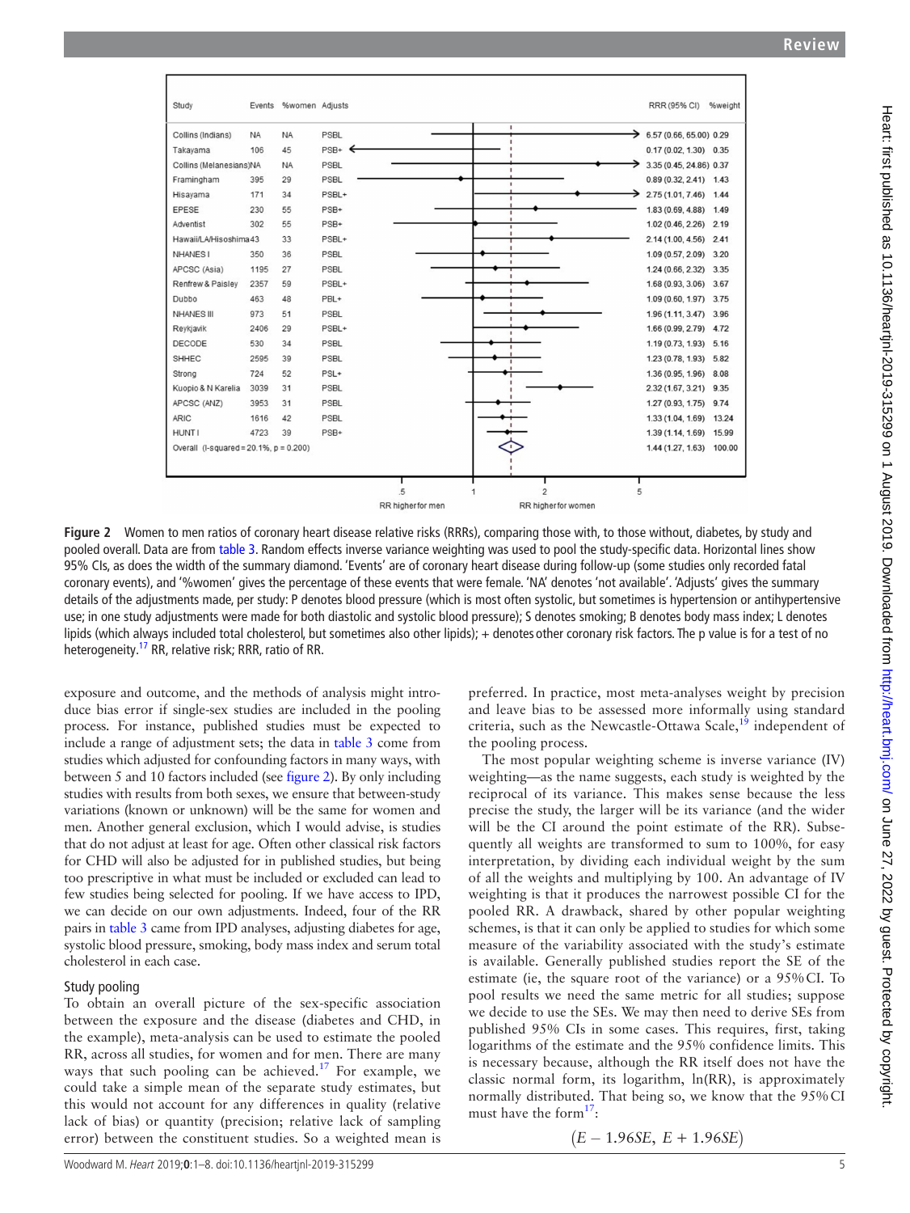| Study | Events | %women | Adjusts | RRR (95% CI) | %weight |
|---|---|---|---|---|---|
| Collins (Indians) | NA | NA | PSBL | 6.57 (0.66, 65.00) | 0.29 |
| Takayama | 106 | 45 | PSB+ | 0.17 (0.02, 1.30) | 0.35 |
| Collins (Melanesians) | NA | NA | PSBL | 3.35 (0.45, 24.86) | 0.37 |
| Framingham | 395 | 29 | PSBL | 0.89 (0.32, 2.41) | 1.43 |
| Hisayama | 171 | 34 | PSBL+ | 2.75 (1.01, 7.46) | 1.44 |
| EPESE | 230 | 55 | PSB+ | 1.83 (0.69, 4.88) | 1.49 |
| Adventist | 302 | 55 | PSB+ | 1.02 (0.46, 2.26) | 2.19 |
| Hawaii/LA/Hisoshima | 43 | 33 | PSBL+ | 2.14 (1.00, 4.56) | 2.41 |
| NHANES I | 350 | 36 | PSBL | 1.09 (0.57, 2.09) | 3.20 |
| APCSC (Asia) | 1195 | 27 | PSBL | 1.24 (0.66, 2.32) | 3.35 |
| Renfrew & Paisley | 2357 | 59 | PSBL+ | 1.68 (0.93, 3.06) | 3.67 |
| Dubbo | 463 | 48 | PBL+ | 1.09 (0.60, 1.97) | 3.75 |
| NHANES III | 973 | 51 | PSBL | 1.96 (1.11, 3.47) | 3.96 |
| Reykjavik | 2406 | 29 | PSBL+ | 1.66 (0.99, 2.79) | 4.72 |
| DECODE | 530 | 34 | PSBL | 1.19 (0.73, 1.93) | 5.16 |
| SHHEC | 2595 | 39 | PSBL | 1.23 (0.78, 1.93) | 5.82 |
| Strong | 724 | 52 | PSL+ | 1.36 (0.95, 1.96) | 8.08 |
| Kuopio & N Karelia | 3039 | 31 | PSBL | 2.32 (1.67, 3.21) | 9.35 |
| APCSC (ANZ) | 3953 | 31 | PSBL | 1.27 (0.93, 1.75) | 9.74 |
| ARIC | 1616 | 42 | PSBL | 1.33 (1.04, 1.69) | 13.24 |
| HUNT I | 4723 | 39 | PSB+ | 1.39 (1.14, 1.69) | 15.99 |
| Overall (I-squared = 20.1%, p = 0.200) | | | | 1.44 (1.27, 1.63) | 100.00 |

RR higher for men | RR higher for women

**Figure 2** Women to men ratios of coronary heart disease relative risks (RRRs), comparing those with, to those without, diabetes, by study and pooled overall. Data are from table 3. Random effects inverse variance weighting was used to pool the study-specific data. Horizontal lines show 95% CIs, as does the width of the summary diamond. 'Events' are of coronary heart disease during follow-up (some studies only recorded fatal coronary events), and '%women' gives the percentage of these events that were female. 'NA' denotes 'not available'. 'Adjusts' gives the summary details of the adjustments made, per study: P denotes blood pressure (which is most often systolic, but sometimes is hypertension or antihypertensive use; in one study adjustments were made for both diastolic and systolic blood pressure); S denotes smoking; B denotes body mass index; L denotes lipids (which always included total cholesterol, but sometimes also other lipids); + denotes other coronary risk factors. The p value is for a test of no heterogeneity.[17] RR, relative risk; RRR, ratio of RR.

exposure and outcome, and the methods of analysis might introduce bias error if single-sex studies are included in the pooling process. For instance, published studies must be expected to include a range of adjustment sets; the data in table 3 come from studies which adjusted for confounding factors in many ways, with between 5 and 10 factors included (see figure 2). By only including studies with results from both sexes, we ensure that between-study variations (known or unknown) will be the same for women and men. Another general exclusion, which I would advise, is studies that do not adjust at least for age. Often other classical risk factors for CHD will also be adjusted for in published studies, but being too prescriptive in what must be included or excluded can lead to few studies being selected for pooling. If we have access to IPD, we can decide on our own adjustments. Indeed, four of the RR pairs in table 3 came from IPD analyses, adjusting diabetes for age, systolic blood pressure, smoking, body mass index and serum total cholesterol in each case.

## Study pooling

To obtain an overall picture of the sex-specific association between the exposure and the disease (diabetes and CHD, in the example), meta-analysis can be used to estimate the pooled RR, across all studies, for women and for men. There are many ways that such pooling can be achieved.[17] For example, we could take a simple mean of the separate study estimates, but this would not account for any differences in quality (relative lack of bias) or quantity (precision; relative lack of sampling error) between the constituent studies. So a weighted mean is preferred. In practice, most meta-analyses weight by precision and leave bias to be assessed more informally using standard criteria, such as the Newcastle-Ottawa Scale,[19] independent of the pooling process.

The most popular weighting scheme is inverse variance (IV) weighting—as the name suggests, each study is weighted by the reciprocal of its variance. This makes sense because the less precise the study, the larger will be its variance (and the wider will be the CI around the point estimate of the RR). Subsequently all weights are transformed to sum to 100%, for easy interpretation, by dividing each individual weight by the sum of all the weights and multiplying by 100. An advantage of IV weighting is that it produces the narrowest possible CI for the pooled RR. A drawback, shared by other popular weighting schemes, is that it can only be applied to studies for which some measure of the variability associated with the study's estimate is available. Generally published studies report the SE of the estimate (ie, the square root of the variance) or a 95% CI. To pool results we need the same metric for all studies; suppose we decide to use the SEs. We may then need to derive SEs from published 95% CIs in some cases. This requires, first, taking logarithms of the estimate and the 95% confidence limits. This is necessary because, although the RR itself does not have the classic normal form, its logarithm, ln(RR), is approximately normally distributed. That being so, we know that the 95% CI must have the form[17]:

$$(E - 1.96SE,\ E + 1.96SE)$$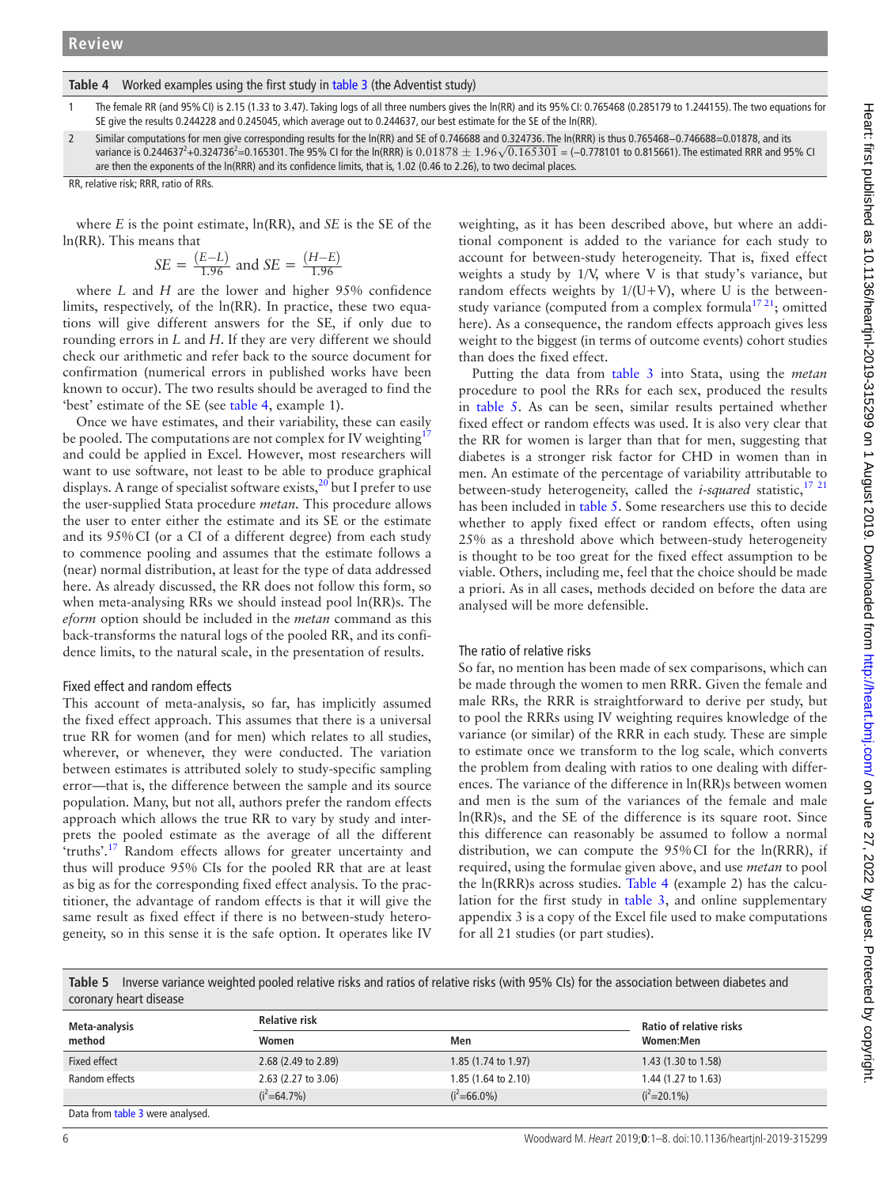**Table 4** Worked examples using the first study in table 3 (the Adventist study)

| | |
|---|---|
| 1 | The female RR (and 95% CI) is 2.15 (1.33 to 3.47). Taking logs of all three numbers gives the ln(RR) and its 95% CI: 0.765468 (0.285179 to 1.244155). The two equations for SE give the results 0.244228 and 0.245045, which average out to 0.244637, our best estimate for the SE of the ln(RR). |
| 2 | Similar computations for men give corresponding results for the ln(RR) and SE of 0.746688 and 0.324736. The ln(RRR) is thus 0.765468−0.746688=0.01878, and its variance is $0.244637^2+0.324736^2=0.165301$. The 95% CI for the ln(RRR) is $0.01878 \pm 1.96\sqrt{0.165301}$ = (−0.778101 to 0.815661). The estimated RRR and 95% CI are then the exponents of the ln(RRR) and its confidence limits, that is, 1.02 (0.46 to 2.26), to two decimal places. |

RR, relative risk; RRR, ratio of RRs.

where $E$ is the point estimate, ln(RR), and $SE$ is the SE of the ln(RR). This means that

$$SE = \frac{(E-L)}{1.96} \text{ and } SE = \frac{(H-E)}{1.96}$$

where $L$ and $H$ are the lower and higher 95% confidence limits, respectively, of the ln(RR). In practice, these two equations will give different answers for the SE, if only due to rounding errors in $L$ and $H$. If they are very different we should check our arithmetic and refer back to the source document for confirmation (numerical errors in published works have been known to occur). The two results should be averaged to find the 'best' estimate of the SE (see table 4, example 1).

Once we have estimates, and their variability, these can easily be pooled. The computations are not complex for IV weighting[17] and could be applied in Excel. However, most researchers will want to use software, not least to be able to produce graphical displays. A range of specialist software exists,[20] but I prefer to use the user-supplied Stata procedure *metan*. This procedure allows the user to enter either the estimate and its SE or the estimate and its 95% CI (or a CI of a different degree) from each study to commence pooling and assumes that the estimate follows a (near) normal distribution, at least for the type of data addressed here. As already discussed, the RR does not follow this form, so when meta-analysing RRs we should instead pool ln(RR)s. The *eform* option should be included in the *metan* command as this back-transforms the natural logs of the pooled RR, and its confidence limits, to the natural scale, in the presentation of results.

### Fixed effect and random effects

This account of meta-analysis, so far, has implicitly assumed the fixed effect approach. This assumes that there is a universal true RR for women (and for men) which relates to all studies, wherever, or whenever, they were conducted. The variation between estimates is attributed solely to study-specific sampling error—that is, the difference between the sample and its source population. Many, but not all, authors prefer the random effects approach which allows the true RR to vary by study and interprets the pooled estimate as the average of all the different 'truths'.[17] Random effects allows for greater uncertainty and thus will produce 95% CIs for the pooled RR that are at least as big as for the corresponding fixed effect analysis. To the practitioner, the advantage of random effects is that it will give the same result as fixed effect if there is no between-study heterogeneity, so in this sense it is the safe option. It operates like IV weighting, as it has been described above, but where an additional component is added to the variance for each study to account for between-study heterogeneity. That is, fixed effect weights a study by 1/V, where V is that study's variance, but random effects weights by 1/(U+V), where U is the between-study variance (computed from a complex formula[17,21]; omitted here). As a consequence, the random effects approach gives less weight to the biggest (in terms of outcome events) cohort studies than does the fixed effect.

Putting the data from table 3 into Stata, using the *metan* procedure to pool the RRs for each sex, produced the results in table 5. As can be seen, similar results pertained whether fixed effect or random effects was used. It is also very clear that the RR for women is larger than that for men, suggesting that diabetes is a stronger risk factor for CHD in women than in men. An estimate of the percentage of variability attributable to between-study heterogeneity, called the *i-squared* statistic,[17,21] has been included in table 5. Some researchers use this to decide whether to apply fixed effect or random effects, often using 25% as a threshold above which between-study heterogeneity is thought to be too great for the fixed effect assumption to be viable. Others, including me, feel that the choice should be made a priori. As in all cases, methods decided on before the data are analysed will be more defensible.

### The ratio of relative risks

So far, no mention has been made of sex comparisons, which can be made through the women to men RRR. Given the female and male RRs, the RRR is straightforward to derive per study, but to pool the RRRs using IV weighting requires knowledge of the variance (or similar) of the RRR in each study. These are simple to estimate once we transform to the log scale, which converts the problem from dealing with ratios to one dealing with differences. The variance of the difference in ln(RR)s between women and men is the sum of the variances of the female and male ln(RR)s, and the SE of the difference is its square root. Since this difference can reasonably be assumed to follow a normal distribution, we can compute the 95% CI for the ln(RRR), if required, using the formulae given above, and use *metan* to pool the ln(RRR)s across studies. Table 4 (example 2) has the calculation for the first study in table 3, and online supplementary appendix 3 is a copy of the Excel file used to make computations for all 21 studies (or part studies).

**Table 5** Inverse variance weighted pooled relative risks and ratios of relative risks (with 95% CIs) for the association between diabetes and coronary heart disease

| Meta-analysis method | Relative risk | | Ratio of relative risks |
|---|---|---|---|
| | Women | Men | Women:Men |
| Fixed effect | 2.68 (2.49 to 2.89) | 1.85 (1.74 to 1.97) | 1.43 (1.30 to 1.58) |
| Random effects | 2.63 (2.27 to 3.06) | 1.85 (1.64 to 2.10) | 1.44 (1.27 to 1.63) |
| | ($i^2$=64.7%) | ($i^2$=66.0%) | ($i^2$=20.1%) |

Data from table 3 were analysed.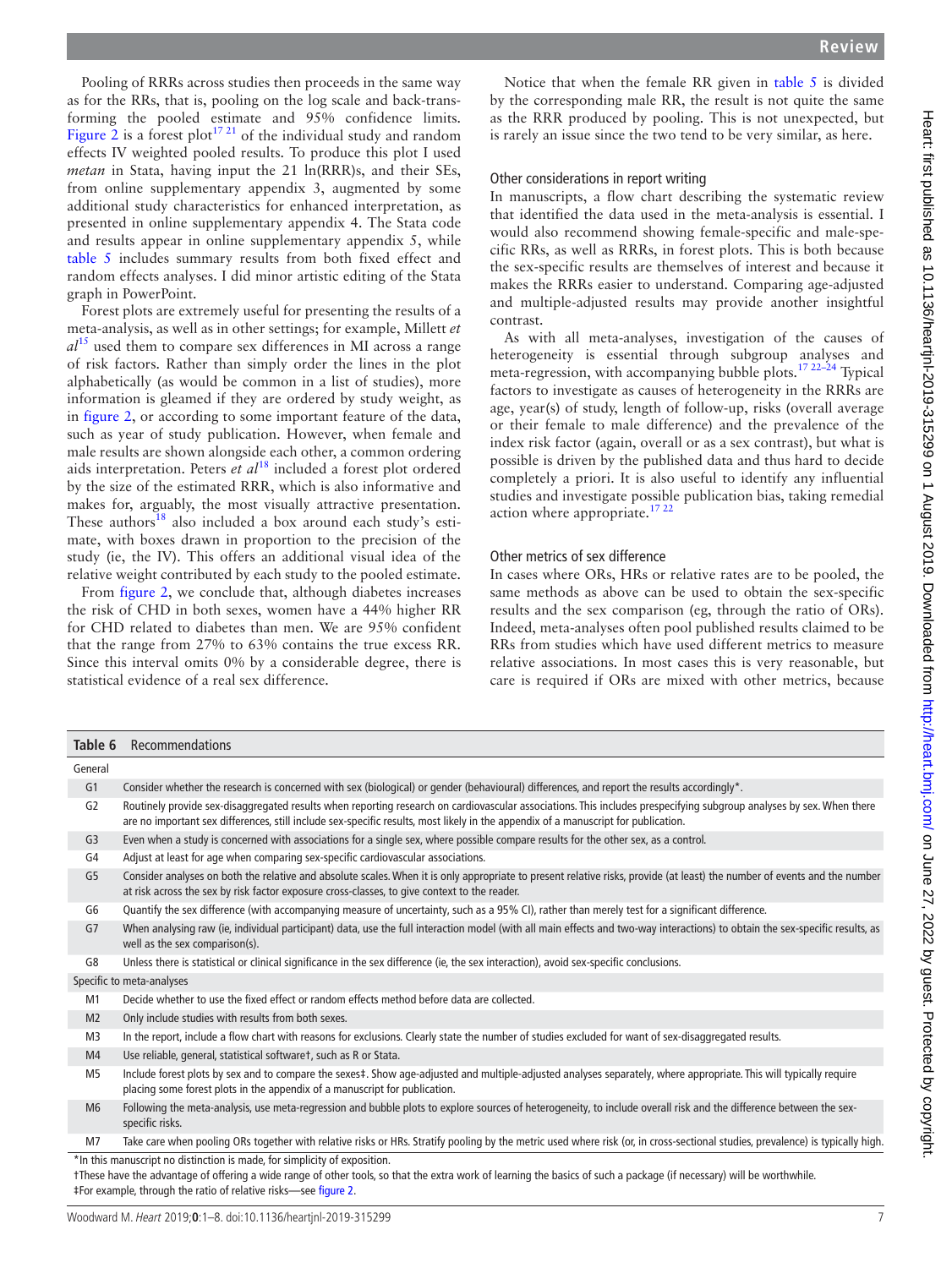Pooling of RRRs across studies then proceeds in the same way as for the RRs, that is, pooling on the log scale and back-transforming the pooled estimate and 95% confidence limits. Figure 2 is a forest plot[17 21] of the individual study and random effects IV weighted pooled results. To produce this plot I used *metan* in Stata, having input the 21 ln(RRR)s, and their SEs, from online supplementary appendix 3, augmented by some additional study characteristics for enhanced interpretation, as presented in online supplementary appendix 4. The Stata code and results appear in online supplementary appendix 5, while table 5 includes summary results from both fixed effect and random effects analyses. I did minor artistic editing of the Stata graph in PowerPoint.

Forest plots are extremely useful for presenting the results of a meta-analysis, as well as in other settings; for example, Millett *et al*[15] used them to compare sex differences in MI across a range of risk factors. Rather than simply order the lines in the plot alphabetically (as would be common in a list of studies), more information is gleamed if they are ordered by study weight, as in figure 2, or according to some important feature of the data, such as year of study publication. However, when female and male results are shown alongside each other, a common ordering aids interpretation. Peters *et al*[18] included a forest plot ordered by the size of the estimated RRR, which is also informative and makes for, arguably, the most visually attractive presentation. These authors[18] also included a box around each study's estimate, with boxes drawn in proportion to the precision of the study (ie, the IV). This offers an additional visual idea of the relative weight contributed by each study to the pooled estimate.

From figure 2, we conclude that, although diabetes increases the risk of CHD in both sexes, women have a 44% higher RR for CHD related to diabetes than men. We are 95% confident that the range from 27% to 63% contains the true excess RR. Since this interval omits 0% by a considerable degree, there is statistical evidence of a real sex difference.

Notice that when the female RR given in table 5 is divided by the corresponding male RR, the result is not quite the same as the RRR produced by pooling. This is not unexpected, but is rarely an issue since the two tend to be very similar, as here.

### Other considerations in report writing

In manuscripts, a flow chart describing the systematic review that identified the data used in the meta-analysis is essential. I would also recommend showing female-specific and male-specific RRs, as well as RRRs, in forest plots. This is both because the sex-specific results are themselves of interest and because it makes the RRRs easier to understand. Comparing age-adjusted and multiple-adjusted results may provide another insightful contrast.

As with all meta-analyses, investigation of the causes of heterogeneity is essential through subgroup analyses and meta-regression, with accompanying bubble plots.[17 22–24] Typical factors to investigate as causes of heterogeneity in the RRRs are age, year(s) of study, length of follow-up, risks (overall average or their female to male difference) and the prevalence of the index risk factor (again, overall or as a sex contrast), but what is possible is driven by the published data and thus hard to decide completely a priori. It is also useful to identify any influential studies and investigate possible publication bias, taking remedial action where appropriate.[17 22]

### Other metrics of sex difference

In cases where ORs, HRs or relative rates are to be pooled, the same methods as above can be used to obtain the sex-specific results and the sex comparison (eg, through the ratio of ORs). Indeed, meta-analyses often pool published results claimed to be RRs from studies which have used different metrics to measure relative associations. In most cases this is very reasonable, but care is required if ORs are mixed with other metrics, because

**Table 6** Recommendations

| | |
|---|---|
| **General** | |
| G1 | Consider whether the research is concerned with sex (biological) or gender (behavioural) differences, and report the results accordingly*. |
| G2 | Routinely provide sex-disaggregated results when reporting research on cardiovascular associations. This includes prespecifying subgroup analyses by sex. When there are no important sex differences, still include sex-specific results, most likely in the appendix of a manuscript for publication. |
| G3 | Even when a study is concerned with associations for a single sex, where possible compare results for the other sex, as a control. |
| G4 | Adjust at least for age when comparing sex-specific cardiovascular associations. |
| G5 | Consider analyses on both the relative and absolute scales. When it is only appropriate to present relative risks, provide (at least) the number of events and the number at risk across the sex by risk factor exposure cross-classes, to give context to the reader. |
| G6 | Quantify the sex difference (with accompanying measure of uncertainty, such as a 95% CI), rather than merely test for a significant difference. |
| G7 | When analysing raw (ie, individual participant) data, use the full interaction model (with all main effects and two-way interactions) to obtain the sex-specific results, as well as the sex comparison(s). |
| G8 | Unless there is statistical or clinical significance in the sex difference (ie, the sex interaction), avoid sex-specific conclusions. |
| **Specific to meta-analyses** | |
| M1 | Decide whether to use the fixed effect or random effects method before data are collected. |
| M2 | Only include studies with results from both sexes. |
| M3 | In the report, include a flow chart with reasons for exclusions. Clearly state the number of studies excluded for want of sex-disaggregated results. |
| M4 | Use reliable, general, statistical software†, such as R or Stata. |
| M5 | Include forest plots by sex and to compare the sexes‡. Show age-adjusted and multiple-adjusted analyses separately, where appropriate. This will typically require placing some forest plots in the appendix of a manuscript for publication. |
| M6 | Following the meta-analysis, use meta-regression and bubble plots to explore sources of heterogeneity, to include overall risk and the difference between the sex-specific risks. |
| M7 | Take care when pooling ORs together with relative risks or HRs. Stratify pooling by the metric used where risk (or, in cross-sectional studies, prevalence) is typically high. |

*In this manuscript no distinction is made, for simplicity of exposition.
†These have the advantage of offering a wide range of other tools, so that the extra work of learning the basics of such a package (if necessary) will be worthwhile.
‡For example, through the ratio of relative risks—see figure 2.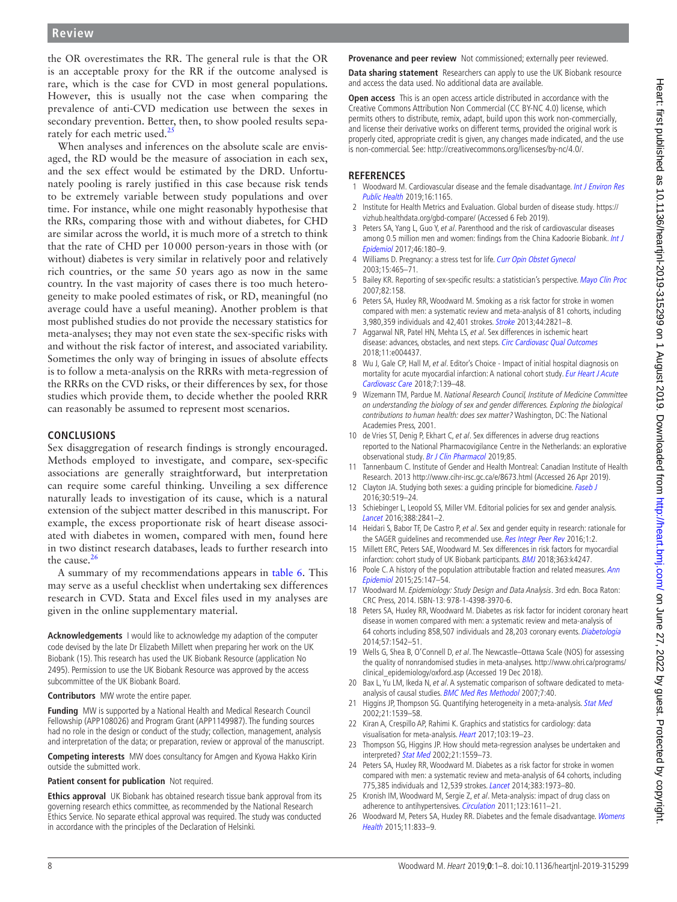the OR overestimates the RR. The general rule is that the OR is an acceptable proxy for the RR if the outcome analysed is rare, which is the case for CVD in most general populations. However, this is usually not the case when comparing the prevalence of anti-CVD medication use between the sexes in secondary prevention. Better, then, to show pooled results separately for each metric used.[25]

When analyses and inferences on the absolute scale are envisaged, the RD would be the measure of association in each sex, and the sex effect would be estimated by the DRD. Unfortunately pooling is rarely justified in this case because risk tends to be extremely variable between study populations and over time. For instance, while one might reasonably hypothesise that the RRs, comparing those with and without diabetes, for CHD are similar across the world, it is much more of a stretch to think that the rate of CHD per 10 000 person-years in those with (or without) diabetes is very similar in relatively poor and relatively rich countries, or the same 50 years ago as now in the same country. In the vast majority of cases there is too much heterogeneity to make pooled estimates of risk, or RD, meaningful (no average could have a useful meaning). Another problem is that most published studies do not provide the necessary statistics for meta-analyses; they may not even state the sex-specific risks with and without the risk factor of interest, and associated variability. Sometimes the only way of bringing in issues of absolute effects is to follow a meta-analysis on the RRRs with meta-regression of the RRRs on the CVD risks, or their differences by sex, for those studies which provide them, to decide whether the pooled RRR can reasonably be assumed to represent most scenarios.

## CONCLUSIONS

Sex disaggregation of research findings is strongly encouraged. Methods employed to investigate, and compare, sex-specific associations are generally straightforward, but interpretation can require some careful thinking. Unveiling a sex difference naturally leads to investigation of its cause, which is a natural extension of the subject matter described in this manuscript. For example, the excess proportionate risk of heart disease associated with diabetes in women, compared with men, found here in two distinct research databases, leads to further research into the cause.[26]

A summary of my recommendations appears in table 6. This may serve as a useful checklist when undertaking sex differences research in CVD. Stata and Excel files used in my analyses are given in the online supplementary material.

**Acknowledgements** I would like to acknowledge my adaption of the computer code devised by the late Dr Elizabeth Millett when preparing her work on the UK Biobank (15). This research has used the UK Biobank Resource (application No 2495). Permission to use the UK Biobank Resource was approved by the access subcommittee of the UK Biobank Board.

**Contributors** MW wrote the entire paper.

**Funding** MW is supported by a National Health and Medical Research Council Fellowship (APP108026) and Program Grant (APP1149987). The funding sources had no role in the design or conduct of the study; collection, management, analysis and interpretation of the data; or preparation, review or approval of the manuscript.

**Competing interests** MW does consultancy for Amgen and Kyowa Hakko Kirin outside the submitted work.

**Patient consent for publication** Not required.

**Ethics approval** UK Biobank has obtained research tissue bank approval from its governing research ethics committee, as recommended by the National Research Ethics Service. No separate ethical approval was required. The study was conducted in accordance with the principles of the Declaration of Helsinki.

**Provenance and peer review** Not commissioned; externally peer reviewed.

**Data sharing statement** Researchers can apply to use the UK Biobank resource and access the data used. No additional data are available.

**Open access** This is an open access article distributed in accordance with the Creative Commons Attribution Non Commercial (CC BY-NC 4.0) license, which permits others to distribute, remix, adapt, build upon this work non-commercially, and license their derivative works on different terms, provided the original work is properly cited, appropriate credit is given, any changes made indicated, and the use is non-commercial. See: http://creativecommons.org/licenses/by-nc/4.0/.

## REFERENCES

1. Woodward M. Cardiovascular disease and the female disadvantage. *Int J Environ Res Public Health* 2019;16:1165.
2. Institute for Health Metrics and Evaluation. Global burden of disease study. https://vizhub.healthdata.org/gbd-compare/ (Accessed 6 Feb 2019).
3. Peters SA, Yang L, Guo Y, *et al*. Parenthood and the risk of cardiovascular diseases among 0.5 million men and women: findings from the China Kadoorie Biobank. *Int J Epidemiol* 2017;46:180–9.
4. Williams D. Pregnancy: a stress test for life. *Curr Opin Obstet Gynecol* 2003;15:465–71.
5. Bailey KR. Reporting of sex-specific results: a statistician's perspective. *Mayo Clin Proc* 2007;82:158.
6. Peters SA, Huxley RR, Woodward M. Smoking as a risk factor for stroke in women compared with men: a systematic review and meta-analysis of 81 cohorts, including 3,980,359 individuals and 42,401 strokes. *Stroke* 2013;44:2821–8.
7. Aggarwal NR, Patel HN, Mehta LS, *et al*. Sex differences in ischemic heart disease: advances, obstacles, and next steps. *Circ Cardiovasc Qual Outcomes* 2018;11:e004437.
8. Wu J, Gale CP, Hall M, *et al*. Editor's Choice - Impact of initial hospital diagnosis on mortality for acute myocardial infarction: A national cohort study. *Eur Heart J Acute Cardiovasc Care* 2018;7:139–48.
9. Wizemann TM, Pardue M. *National Research Council, Institute of Medicine Committee on understanding the biology of sex and gender differences. Exploring the biological contributions to human health: does sex matter?* Washington, DC: The National Academies Press, 2001.
10. de Vries ST, Denig P, Ekhart C, *et al*. Sex differences in adverse drug reactions reported to the National Pharmacovigilance Centre in the Netherlands: an explorative observational study. *Br J Clin Pharmacol* 2019;85.
11. Tannenbaum C. Institute of Gender and Health Montreal: Canadian Institute of Health Research. 2013 http://www.cihr-irsc.gc.ca/e/8673.html (Accessed 26 Apr 2019).
12. Clayton JA. Studying both sexes: a guiding principle for biomedicine. *Faseb J* 2016;30:519–24.
13. Schiebinger L, Leopold SS, Miller VM. Editorial policies for sex and gender analysis. *Lancet* 2016;388:2841–2.
14. Heidari S, Babor TF, De Castro P, *et al*. Sex and gender equity in research: rationale for the SAGER guidelines and recommended use. *Res Integr Peer Rev* 2016;1:2.
15. Millett ERC, Peters SAE, Woodward M. Sex differences in risk factors for myocardial infarction: cohort study of UK Biobank participants. *BMJ* 2018;363:k4247.
16. Poole C. A history of the population attributable fraction and related measures. *Ann Epidemiol* 2015;25:147–54.
17. Woodward M. *Epidemiology: Study Design and Data Analysis*. 3rd edn. Boca Raton: CRC Press, 2014. ISBN-13: 978-1-4398-3970-6.
18. Peters SA, Huxley RR, Woodward M. Diabetes as risk factor for incident coronary heart disease in women compared with men: a systematic review and meta-analysis of 64 cohorts including 858,507 individuals and 28,203 coronary events. *Diabetologia* 2014;57:1542–51.
19. Wells G, Shea B, O'Connell D, *et al*. The Newcastle–Ottawa Scale (NOS) for assessing the quality of nonrandomised studies in meta-analyses. http://www.ohri.ca/programs/clinical_epidemiology/oxford.asp (Accessed 19 Dec 2018).
20. Bax L, Yu LM, Ikeda N, *et al*. A systematic comparison of software dedicated to meta-analysis of causal studies. *BMC Med Res Methodol* 2007;7:40.
21. Higgins JP, Thompson SG. Quantifying heterogeneity in a meta-analysis. *Stat Med* 2002;21:1539–58.
22. Kiran A, Crespillo AP, Rahimi K. Graphics and statistics for cardiology: data visualisation for meta-analysis. *Heart* 2017;103:19–23.
23. Thompson SG, Higgins JP. How should meta-regression analyses be undertaken and interpreted? *Stat Med* 2002;21:1559–73.
24. Peters SA, Huxley RR, Woodward M. Diabetes as a risk factor for stroke in women compared with men: a systematic review and meta-analysis of 64 cohorts, including 775,385 individuals and 12,539 strokes. *Lancet* 2014;383:1973–80.
25. Kronish IM, Woodward M, Sergie Z, *et al*. Meta-analysis: impact of drug class on adherence to antihypertensives. *Circulation* 2011;123:1611–21.
26. Woodward M, Peters SA, Huxley RR. Diabetes and the female disadvantage. *Womens Health* 2015;11:833–9.